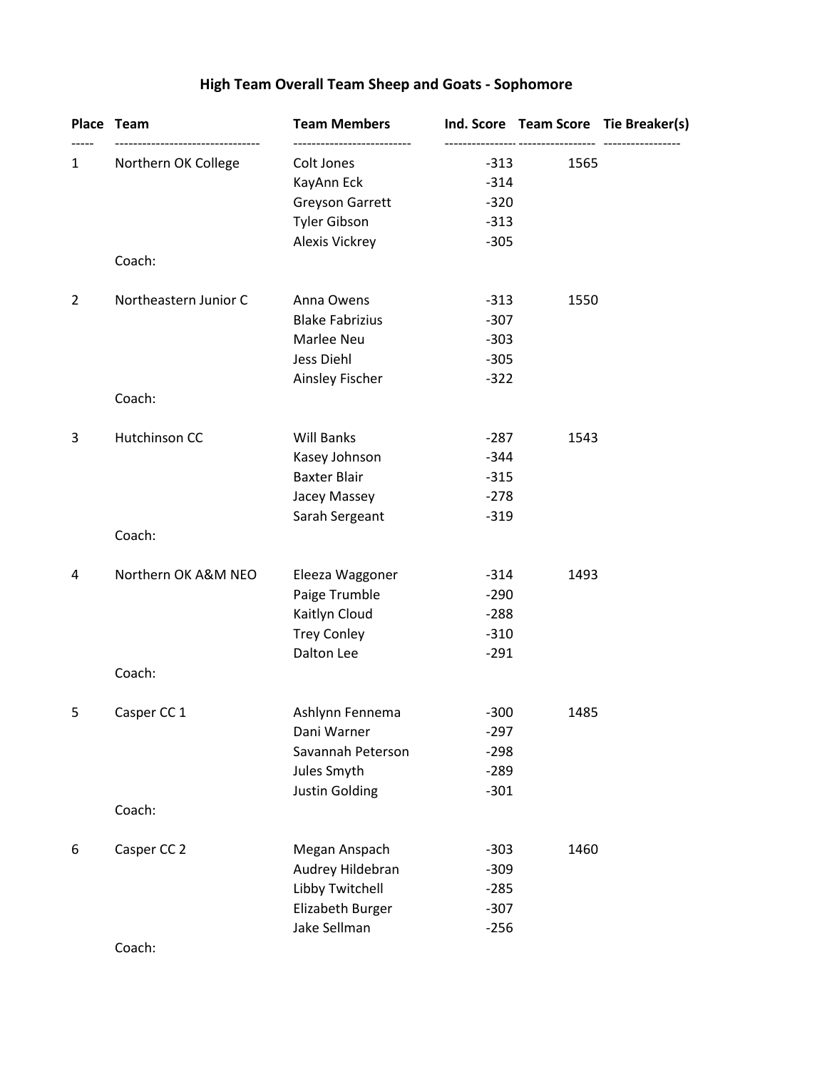# High Team Overall Team Sheep and Goats - Sophomore

| Place | Team | Team Members | Ind. Score | Team Score | Tie Breaker(s) |
|---|---|---|---|---|---|
| 1 | Northern OK College | Colt Jones | -313 | 1565 | |
| | | KayAnn Eck | -314 | | |
| | | Greyson Garrett | -320 | | |
| | | Tyler Gibson | -313 | | |
| | | Alexis Vickrey | -305 | | |
| | Coach: | | | | |
| 2 | Northeastern Junior C | Anna Owens | -313 | 1550 | |
| | | Blake Fabrizius | -307 | | |
| | | Marlee Neu | -303 | | |
| | | Jess Diehl | -305 | | |
| | | Ainsley Fischer | -322 | | |
| | Coach: | | | | |
| 3 | Hutchinson CC | Will Banks | -287 | 1543 | |
| | | Kasey Johnson | -344 | | |
| | | Baxter Blair | -315 | | |
| | | Jacey Massey | -278 | | |
| | | Sarah Sergeant | -319 | | |
| | Coach: | | | | |
| 4 | Northern OK A&M NEO | Eleeza Waggoner | -314 | 1493 | |
| | | Paige Trumble | -290 | | |
| | | Kaitlyn Cloud | -288 | | |
| | | Trey Conley | -310 | | |
| | | Dalton Lee | -291 | | |
| | Coach: | | | | |
| 5 | Casper CC 1 | Ashlynn Fennema | -300 | 1485 | |
| | | Dani Warner | -297 | | |
| | | Savannah Peterson | -298 | | |
| | | Jules Smyth | -289 | | |
| | | Justin Golding | -301 | | |
| | Coach: | | | | |
| 6 | Casper CC 2 | Megan Anspach | -303 | 1460 | |
| | | Audrey Hildebran | -309 | | |
| | | Libby Twitchell | -285 | | |
| | | Elizabeth Burger | -307 | | |
| | | Jake Sellman | -256 | | |
| | Coach: | | | | |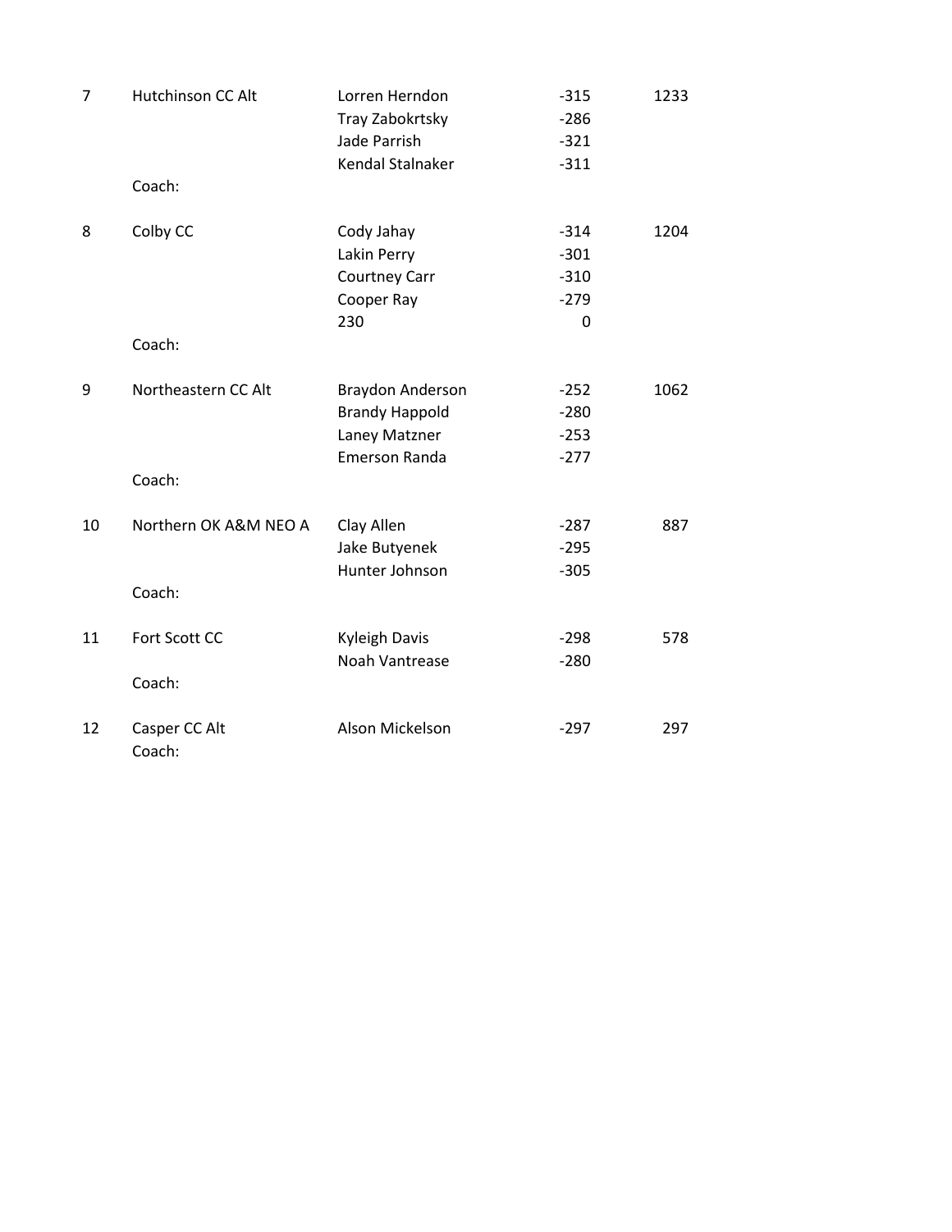| | | | | |
|---|---|---|---|---|
| 7 | Hutchinson CC Alt | Lorren Herndon | -315 | 1233 |
| | | Tray Zabokrtsky | -286 | |
| | | Jade Parrish | -321 | |
| | | Kendal Stalnaker | -311 | |
| | Coach: | | | |
| 8 | Colby CC | Cody Jahay | -314 | 1204 |
| | | Lakin Perry | -301 | |
| | | Courtney Carr | -310 | |
| | | Cooper Ray | -279 | |
| | | 230 | 0 | |
| | Coach: | | | |
| 9 | Northeastern CC Alt | Braydon Anderson | -252 | 1062 |
| | | Brandy Happold | -280 | |
| | | Laney Matzner | -253 | |
| | | Emerson Randa | -277 | |
| | Coach: | | | |
| 10 | Northern OK A&M NEO A | Clay Allen | -287 | 887 |
| | | Jake Butyenek | -295 | |
| | | Hunter Johnson | -305 | |
| | Coach: | | | |
| 11 | Fort Scott CC | Kyleigh Davis | -298 | 578 |
| | | Noah Vantrease | -280 | |
| | Coach: | | | |
| 12 | Casper CC Alt | Alson Mickelson | -297 | 297 |
| | Coach: | | | |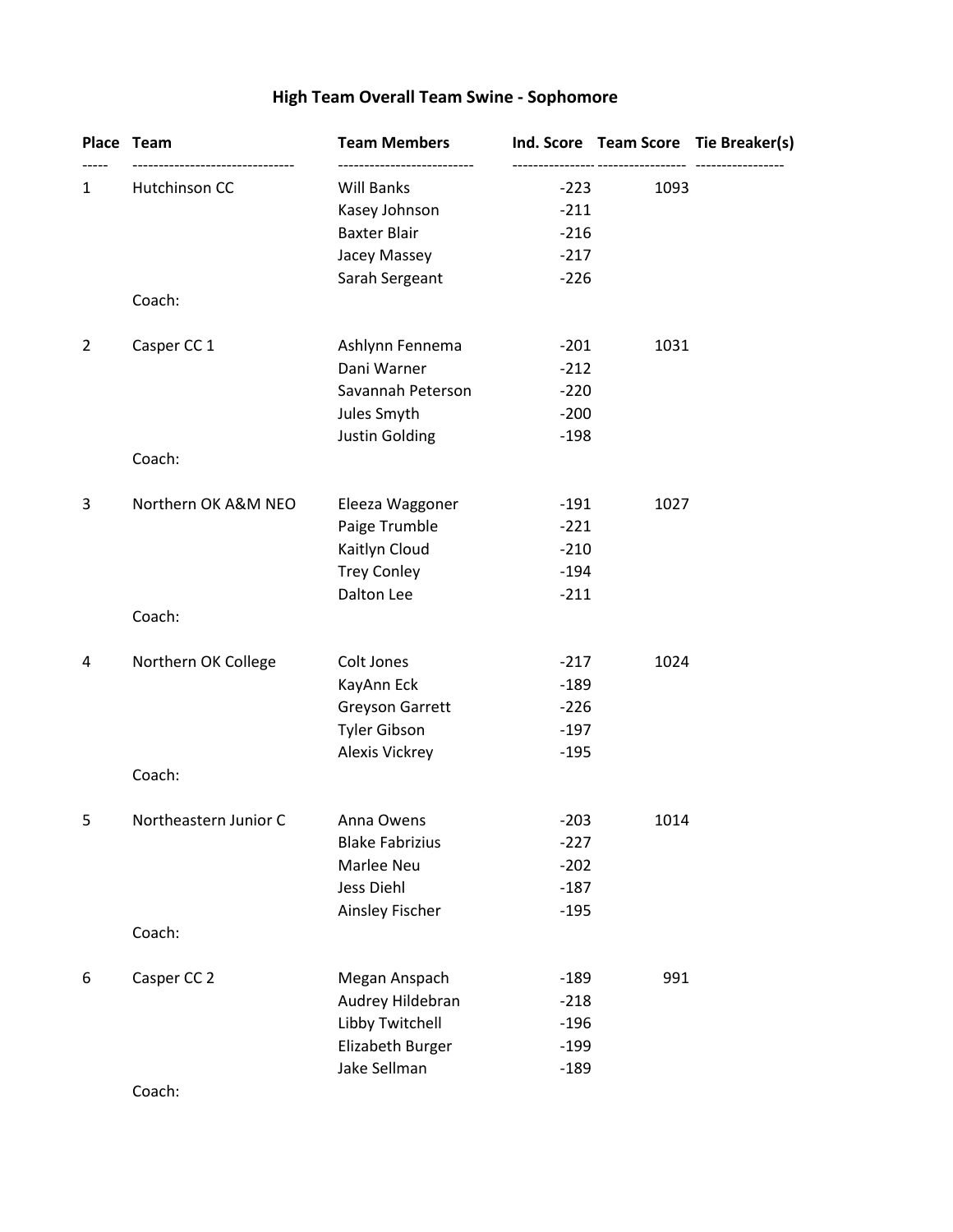# High Team Overall Team Swine - Sophomore

| Place | Team | Team Members | Ind. Score | Team Score | Tie Breaker(s) |
|---|---|---|---|---|---|
| 1 | Hutchinson CC | Will Banks | -223 | 1093 | |
| | | Kasey Johnson | -211 | | |
| | | Baxter Blair | -216 | | |
| | | Jacey Massey | -217 | | |
| | | Sarah Sergeant | -226 | | |
| | Coach: | | | | |
| 2 | Casper CC 1 | Ashlynn Fennema | -201 | 1031 | |
| | | Dani Warner | -212 | | |
| | | Savannah Peterson | -220 | | |
| | | Jules Smyth | -200 | | |
| | | Justin Golding | -198 | | |
| | Coach: | | | | |
| 3 | Northern OK A&M NEO | Eleeza Waggoner | -191 | 1027 | |
| | | Paige Trumble | -221 | | |
| | | Kaitlyn Cloud | -210 | | |
| | | Trey Conley | -194 | | |
| | | Dalton Lee | -211 | | |
| | Coach: | | | | |
| 4 | Northern OK College | Colt Jones | -217 | 1024 | |
| | | KayAnn Eck | -189 | | |
| | | Greyson Garrett | -226 | | |
| | | Tyler Gibson | -197 | | |
| | | Alexis Vickrey | -195 | | |
| | Coach: | | | | |
| 5 | Northeastern Junior C | Anna Owens | -203 | 1014 | |
| | | Blake Fabrizius | -227 | | |
| | | Marlee Neu | -202 | | |
| | | Jess Diehl | -187 | | |
| | | Ainsley Fischer | -195 | | |
| | Coach: | | | | |
| 6 | Casper CC 2 | Megan Anspach | -189 | 991 | |
| | | Audrey Hildebran | -218 | | |
| | | Libby Twitchell | -196 | | |
| | | Elizabeth Burger | -199 | | |
| | | Jake Sellman | -189 | | |
| | Coach: | | | | |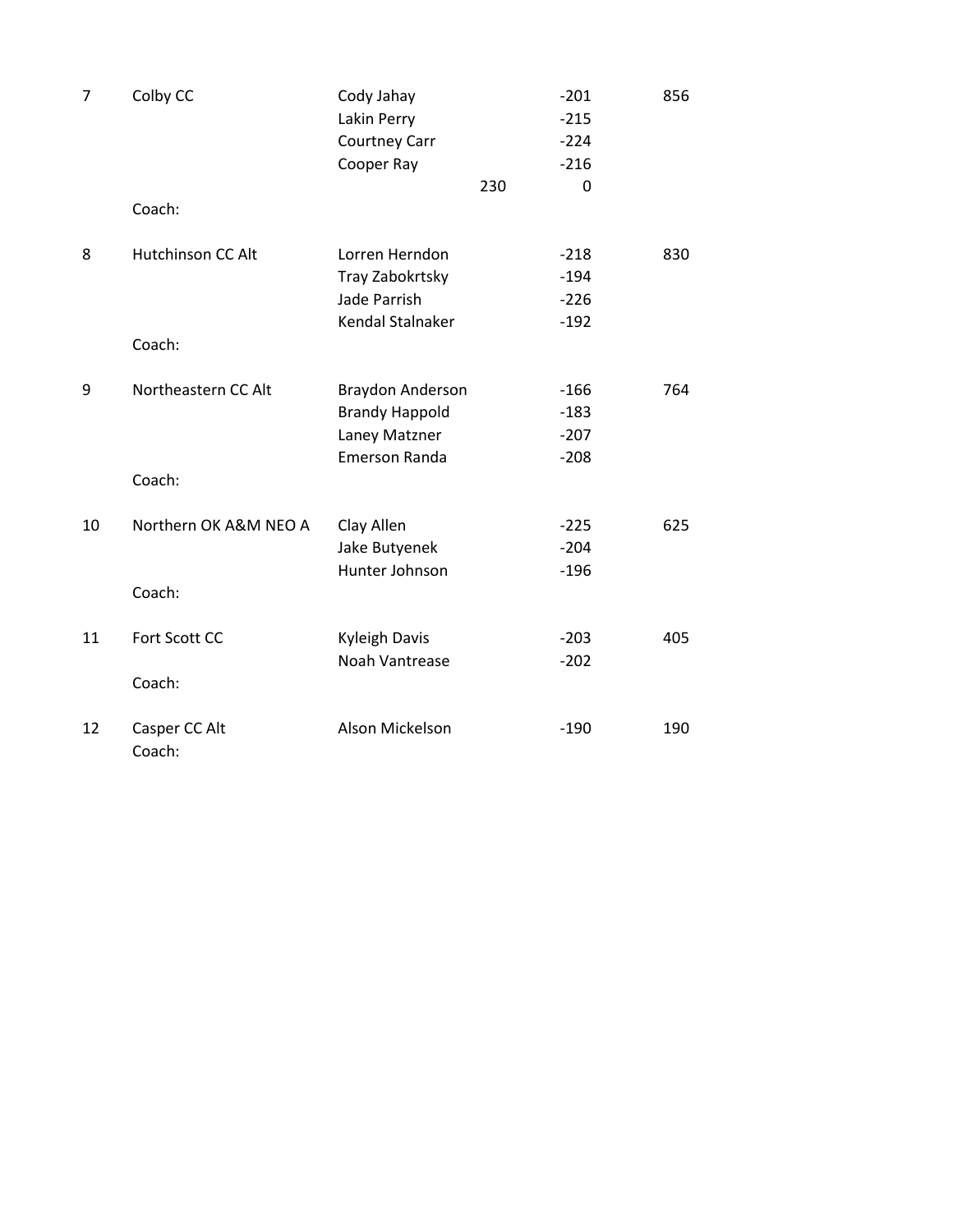| | | | | | |
|---|---|---|---|---|---|
| 7 | Colby CC | Cody Jahay | | -201 | 856 |
| | | Lakin Perry | | -215 | |
| | | Courtney Carr | | -224 | |
| | | Cooper Ray | | -216 | |
| | | | 230 | 0 | |
| | Coach: | | | | |
| 8 | Hutchinson CC Alt | Lorren Herndon | | -218 | 830 |
| | | Tray Zabokrtsky | | -194 | |
| | | Jade Parrish | | -226 | |
| | | Kendal Stalnaker | | -192 | |
| | Coach: | | | | |
| 9 | Northeastern CC Alt | Braydon Anderson | | -166 | 764 |
| | | Brandy Happold | | -183 | |
| | | Laney Matzner | | -207 | |
| | | Emerson Randa | | -208 | |
| | Coach: | | | | |
| 10 | Northern OK A&M NEO A | Clay Allen | | -225 | 625 |
| | | Jake Butyenek | | -204 | |
| | | Hunter Johnson | | -196 | |
| | Coach: | | | | |
| 11 | Fort Scott CC | Kyleigh Davis | | -203 | 405 |
| | | Noah Vantrease | | -202 | |
| | Coach: | | | | |
| 12 | Casper CC Alt | Alson Mickelson | | -190 | 190 |
| | Coach: | | | | |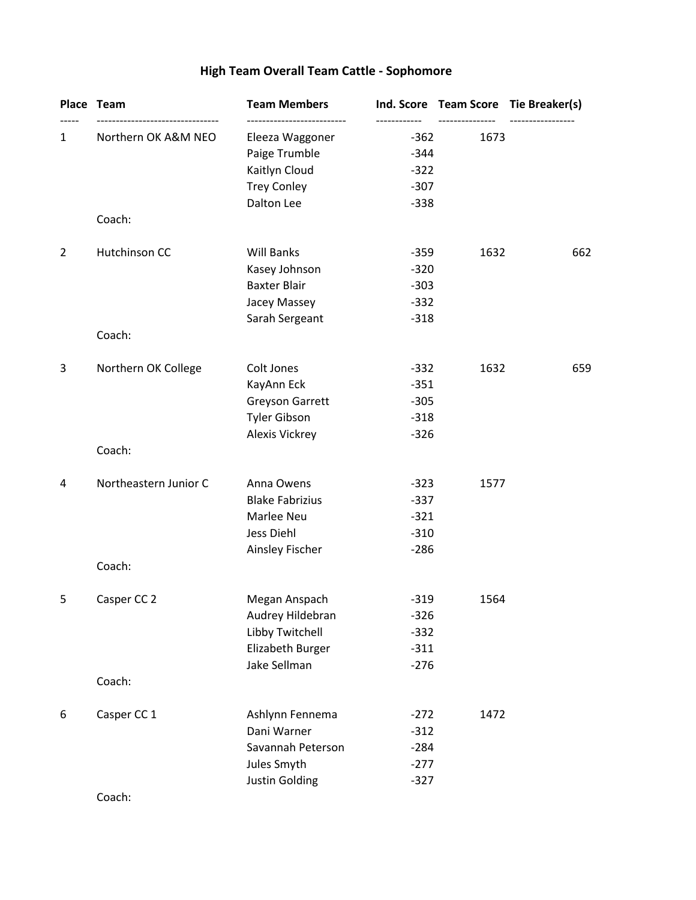# High Team Overall Team Cattle - Sophomore

| Place | Team | Team Members | Ind. Score | Team Score | Tie Breaker(s) |
|---|---|---|---|---|---|
| 1 | Northern OK A&M NEO | Eleeza Waggoner | -362 | 1673 | |
| | | Paige Trumble | -344 | | |
| | | Kaitlyn Cloud | -322 | | |
| | | Trey Conley | -307 | | |
| | | Dalton Lee | -338 | | |
| | Coach: | | | | |
| 2 | Hutchinson CC | Will Banks | -359 | 1632 | 662 |
| | | Kasey Johnson | -320 | | |
| | | Baxter Blair | -303 | | |
| | | Jacey Massey | -332 | | |
| | | Sarah Sergeant | -318 | | |
| | Coach: | | | | |
| 3 | Northern OK College | Colt Jones | -332 | 1632 | 659 |
| | | KayAnn Eck | -351 | | |
| | | Greyson Garrett | -305 | | |
| | | Tyler Gibson | -318 | | |
| | | Alexis Vickrey | -326 | | |
| | Coach: | | | | |
| 4 | Northeastern Junior C | Anna Owens | -323 | 1577 | |
| | | Blake Fabrizius | -337 | | |
| | | Marlee Neu | -321 | | |
| | | Jess Diehl | -310 | | |
| | | Ainsley Fischer | -286 | | |
| | Coach: | | | | |
| 5 | Casper CC 2 | Megan Anspach | -319 | 1564 | |
| | | Audrey Hildebran | -326 | | |
| | | Libby Twitchell | -332 | | |
| | | Elizabeth Burger | -311 | | |
| | | Jake Sellman | -276 | | |
| | Coach: | | | | |
| 6 | Casper CC 1 | Ashlynn Fennema | -272 | 1472 | |
| | | Dani Warner | -312 | | |
| | | Savannah Peterson | -284 | | |
| | | Jules Smyth | -277 | | |
| | | Justin Golding | -327 | | |
| | Coach: | | | | |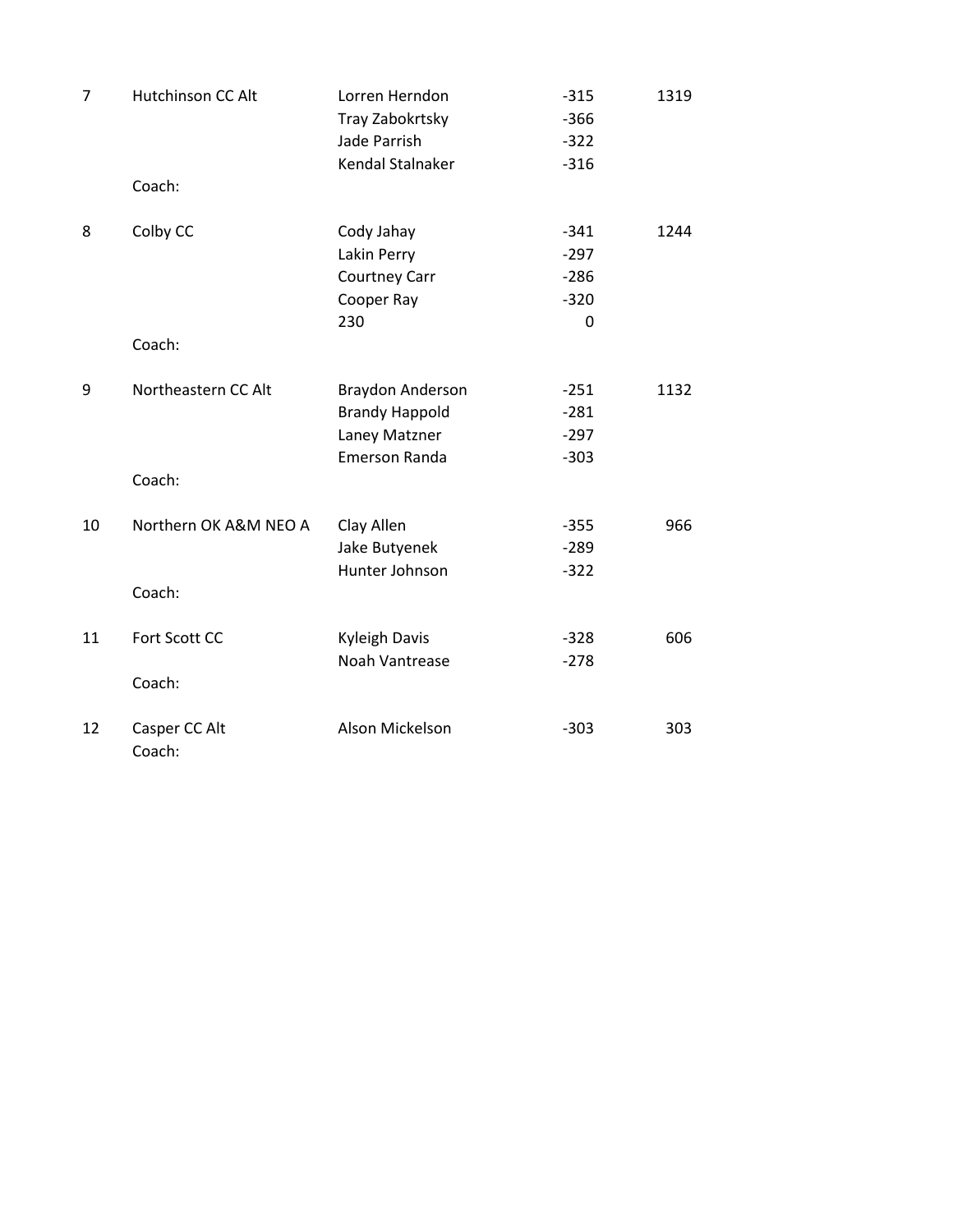| | | | | |
|---|---|---|---|---|
| 7 | Hutchinson CC Alt | Lorren Herndon | -315 | 1319 |
| | | Tray Zabokrtsky | -366 | |
| | | Jade Parrish | -322 | |
| | | Kendal Stalnaker | -316 | |
| | Coach: | | | |
| 8 | Colby CC | Cody Jahay | -341 | 1244 |
| | | Lakin Perry | -297 | |
| | | Courtney Carr | -286 | |
| | | Cooper Ray | -320 | |
| | | 230 | 0 | |
| | Coach: | | | |
| 9 | Northeastern CC Alt | Braydon Anderson | -251 | 1132 |
| | | Brandy Happold | -281 | |
| | | Laney Matzner | -297 | |
| | | Emerson Randa | -303 | |
| | Coach: | | | |
| 10 | Northern OK A&M NEO A | Clay Allen | -355 | 966 |
| | | Jake Butyenek | -289 | |
| | | Hunter Johnson | -322 | |
| | Coach: | | | |
| 11 | Fort Scott CC | Kyleigh Davis | -328 | 606 |
| | | Noah Vantrease | -278 | |
| | Coach: | | | |
| 12 | Casper CC Alt | Alson Mickelson | -303 | 303 |
| | Coach: | | | |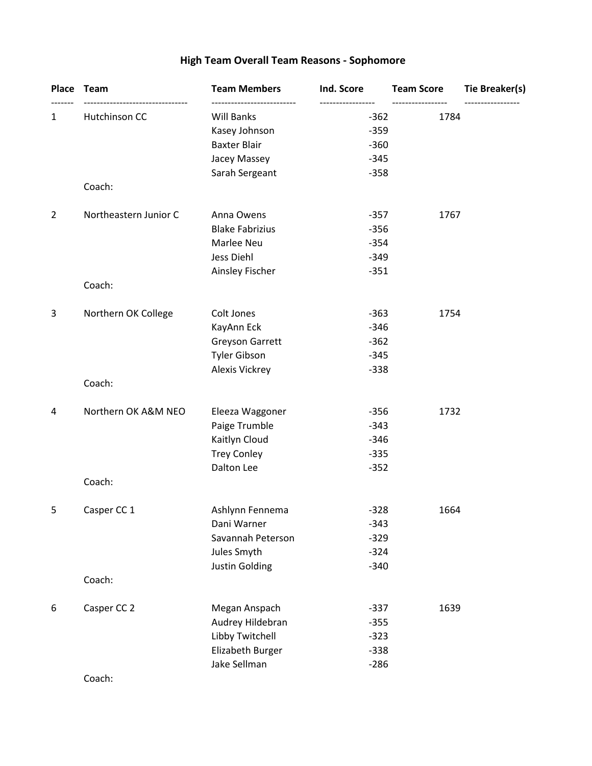# High Team Overall Team Reasons - Sophomore

| Place | Team | Team Members | Ind. Score | Team Score | Tie Breaker(s) |
|---|---|---|---|---|---|
| 1 | Hutchinson CC | Will Banks | -362 | 1784 | |
| | | Kasey Johnson | -359 | | |
| | | Baxter Blair | -360 | | |
| | | Jacey Massey | -345 | | |
| | | Sarah Sergeant | -358 | | |
| | Coach: | | | | |
| 2 | Northeastern Junior C | Anna Owens | -357 | 1767 | |
| | | Blake Fabrizius | -356 | | |
| | | Marlee Neu | -354 | | |
| | | Jess Diehl | -349 | | |
| | | Ainsley Fischer | -351 | | |
| | Coach: | | | | |
| 3 | Northern OK College | Colt Jones | -363 | 1754 | |
| | | KayAnn Eck | -346 | | |
| | | Greyson Garrett | -362 | | |
| | | Tyler Gibson | -345 | | |
| | | Alexis Vickrey | -338 | | |
| | Coach: | | | | |
| 4 | Northern OK A&M NEO | Eleeza Waggoner | -356 | 1732 | |
| | | Paige Trumble | -343 | | |
| | | Kaitlyn Cloud | -346 | | |
| | | Trey Conley | -335 | | |
| | | Dalton Lee | -352 | | |
| | Coach: | | | | |
| 5 | Casper CC 1 | Ashlynn Fennema | -328 | 1664 | |
| | | Dani Warner | -343 | | |
| | | Savannah Peterson | -329 | | |
| | | Jules Smyth | -324 | | |
| | | Justin Golding | -340 | | |
| | Coach: | | | | |
| 6 | Casper CC 2 | Megan Anspach | -337 | 1639 | |
| | | Audrey Hildebran | -355 | | |
| | | Libby Twitchell | -323 | | |
| | | Elizabeth Burger | -338 | | |
| | | Jake Sellman | -286 | | |
| | Coach: | | | | |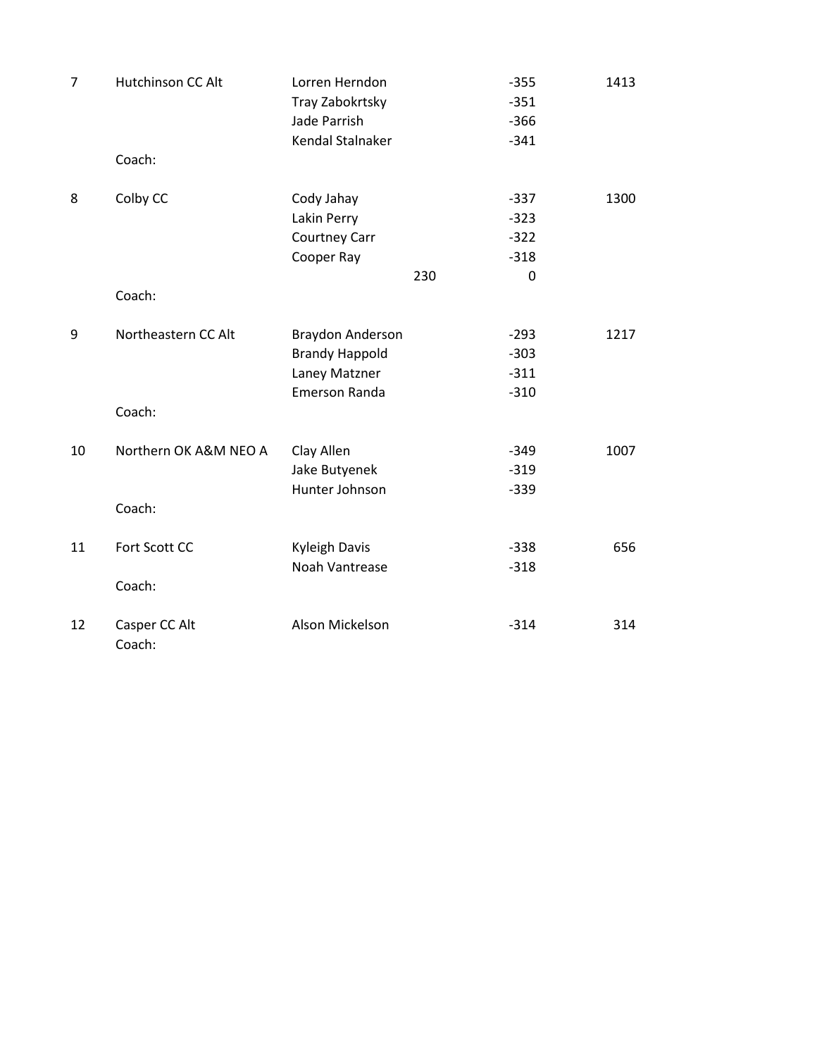| Place | Team | Member | | Score | Total |
|---|---|---|---|---|---|
| 7 | Hutchinson CC Alt | Lorren Herndon | | -355 | 1413 |
| | | Tray Zabokrtsky | | -351 | |
| | | Jade Parrish | | -366 | |
| | | Kendal Stalnaker | | -341 | |
| | Coach: | | | | |
| 8 | Colby CC | Cody Jahay | | -337 | 1300 |
| | | Lakin Perry | | -323 | |
| | | Courtney Carr | | -322 | |
| | | Cooper Ray | | -318 | |
| | | | 230 | 0 | |
| | Coach: | | | | |
| 9 | Northeastern CC Alt | Braydon Anderson | | -293 | 1217 |
| | | Brandy Happold | | -303 | |
| | | Laney Matzner | | -311 | |
| | | Emerson Randa | | -310 | |
| | Coach: | | | | |
| 10 | Northern OK A&M NEO A | Clay Allen | | -349 | 1007 |
| | | Jake Butyenek | | -319 | |
| | | Hunter Johnson | | -339 | |
| | Coach: | | | | |
| 11 | Fort Scott CC | Kyleigh Davis | | -338 | 656 |
| | | Noah Vantrease | | -318 | |
| | Coach: | | | | |
| 12 | Casper CC Alt | Alson Mickelson | | -314 | 314 |
| | Coach: | | | | |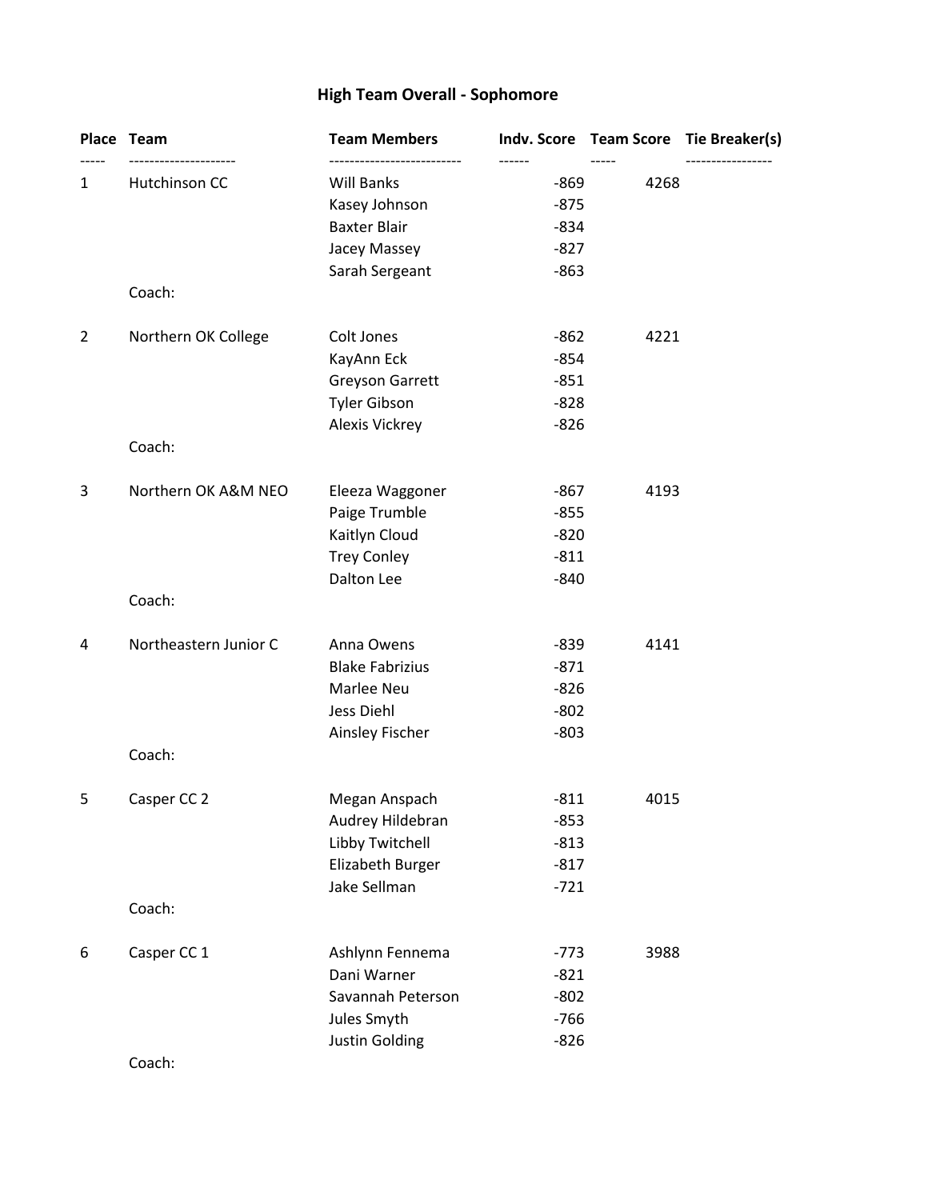# High Team Overall - Sophomore

| Place | Team | Team Members | Indv. Score | Team Score | Tie Breaker(s) |
|---|---|---|---|---|---|
| 1 | Hutchinson CC | Will Banks | -869 | 4268 | |
| | | Kasey Johnson | -875 | | |
| | | Baxter Blair | -834 | | |
| | | Jacey Massey | -827 | | |
| | | Sarah Sergeant | -863 | | |
| | Coach: | | | | |
| 2 | Northern OK College | Colt Jones | -862 | 4221 | |
| | | KayAnn Eck | -854 | | |
| | | Greyson Garrett | -851 | | |
| | | Tyler Gibson | -828 | | |
| | | Alexis Vickrey | -826 | | |
| | Coach: | | | | |
| 3 | Northern OK A&M NEO | Eleeza Waggoner | -867 | 4193 | |
| | | Paige Trumble | -855 | | |
| | | Kaitlyn Cloud | -820 | | |
| | | Trey Conley | -811 | | |
| | | Dalton Lee | -840 | | |
| | Coach: | | | | |
| 4 | Northeastern Junior C | Anna Owens | -839 | 4141 | |
| | | Blake Fabrizius | -871 | | |
| | | Marlee Neu | -826 | | |
| | | Jess Diehl | -802 | | |
| | | Ainsley Fischer | -803 | | |
| | Coach: | | | | |
| 5 | Casper CC 2 | Megan Anspach | -811 | 4015 | |
| | | Audrey Hildebran | -853 | | |
| | | Libby Twitchell | -813 | | |
| | | Elizabeth Burger | -817 | | |
| | | Jake Sellman | -721 | | |
| | Coach: | | | | |
| 6 | Casper CC 1 | Ashlynn Fennema | -773 | 3988 | |
| | | Dani Warner | -821 | | |
| | | Savannah Peterson | -802 | | |
| | | Jules Smyth | -766 | | |
| | | Justin Golding | -826 | | |
| | Coach: | | | | |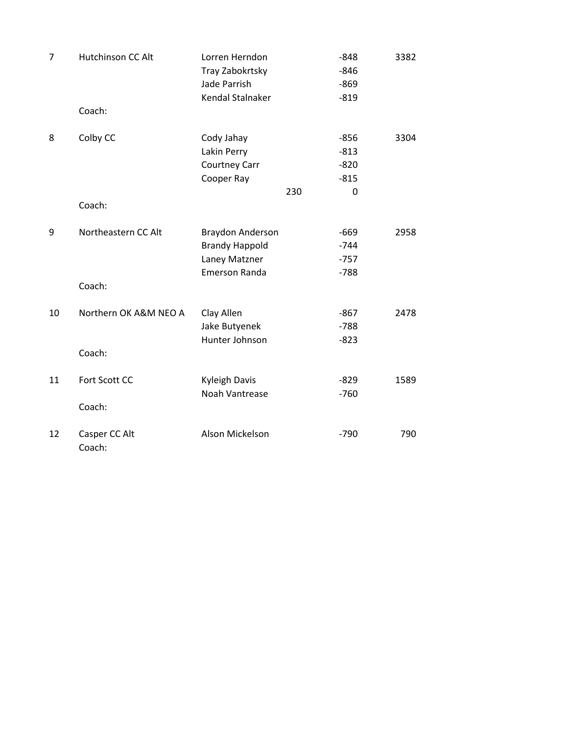| | | | | | |
|---|---|---|---|---|---|
| 7 | Hutchinson CC Alt | Lorren Herndon | | -848 | 3382 |
| | | Tray Zabokrtsky | | -846 | |
| | | Jade Parrish | | -869 | |
| | | Kendal Stalnaker | | -819 | |
| | Coach: | | | | |
| 8 | Colby CC | Cody Jahay | | -856 | 3304 |
| | | Lakin Perry | | -813 | |
| | | Courtney Carr | | -820 | |
| | | Cooper Ray | | -815 | |
| | | | 230 | 0 | |
| | Coach: | | | | |
| 9 | Northeastern CC Alt | Braydon Anderson | | -669 | 2958 |
| | | Brandy Happold | | -744 | |
| | | Laney Matzner | | -757 | |
| | | Emerson Randa | | -788 | |
| | Coach: | | | | |
| 10 | Northern OK A&M NEO A | Clay Allen | | -867 | 2478 |
| | | Jake Butyenek | | -788 | |
| | | Hunter Johnson | | -823 | |
| | Coach: | | | | |
| 11 | Fort Scott CC | Kyleigh Davis | | -829 | 1589 |
| | | Noah Vantrease | | -760 | |
| | Coach: | | | | |
| 12 | Casper CC Alt | Alson Mickelson | | -790 | 790 |
| | Coach: | | | | |